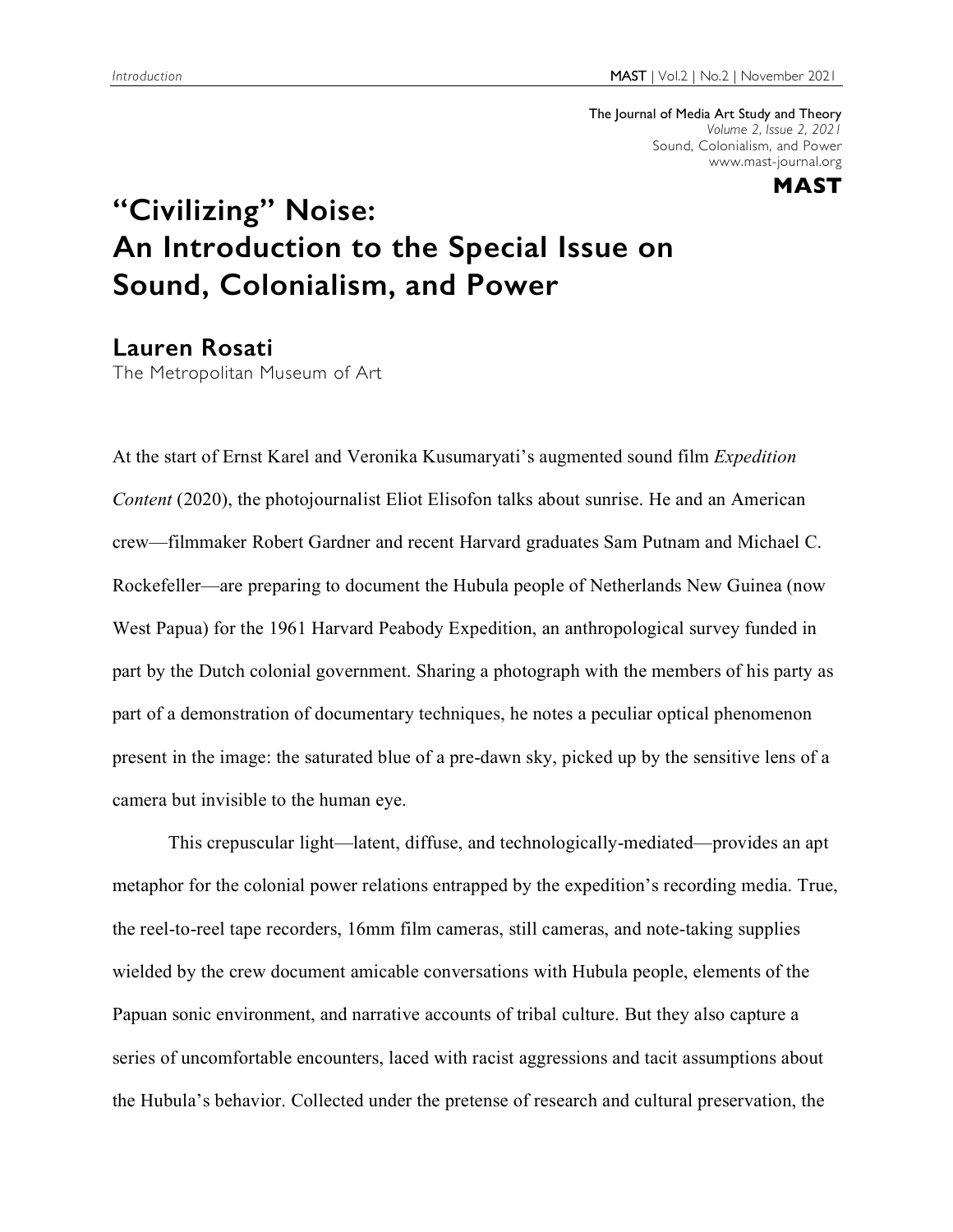The Journal of Media Art Study and Theory
*Volume 2, Issue 2, 2021*
Sound, Colonialism, and Power
www.mast-journal.org

**MAST**

# "Civilizing" Noise: An Introduction to the Special Issue on Sound, Colonialism, and Power

## Lauren Rosati

The Metropolitan Museum of Art

At the start of Ernst Karel and Veronika Kusumaryati's augmented sound film *Expedition Content* (2020), the photojournalist Eliot Elisofon talks about sunrise. He and an American crew—filmmaker Robert Gardner and recent Harvard graduates Sam Putnam and Michael C. Rockefeller—are preparing to document the Hubula people of Netherlands New Guinea (now West Papua) for the 1961 Harvard Peabody Expedition, an anthropological survey funded in part by the Dutch colonial government. Sharing a photograph with the members of his party as part of a demonstration of documentary techniques, he notes a peculiar optical phenomenon present in the image: the saturated blue of a pre-dawn sky, picked up by the sensitive lens of a camera but invisible to the human eye.

This crepuscular light—latent, diffuse, and technologically-mediated—provides an apt metaphor for the colonial power relations entrapped by the expedition's recording media. True, the reel-to-reel tape recorders, 16mm film cameras, still cameras, and note-taking supplies wielded by the crew document amicable conversations with Hubula people, elements of the Papuan sonic environment, and narrative accounts of tribal culture. But they also capture a series of uncomfortable encounters, laced with racist aggressions and tacit assumptions about the Hubula's behavior. Collected under the pretense of research and cultural preservation, the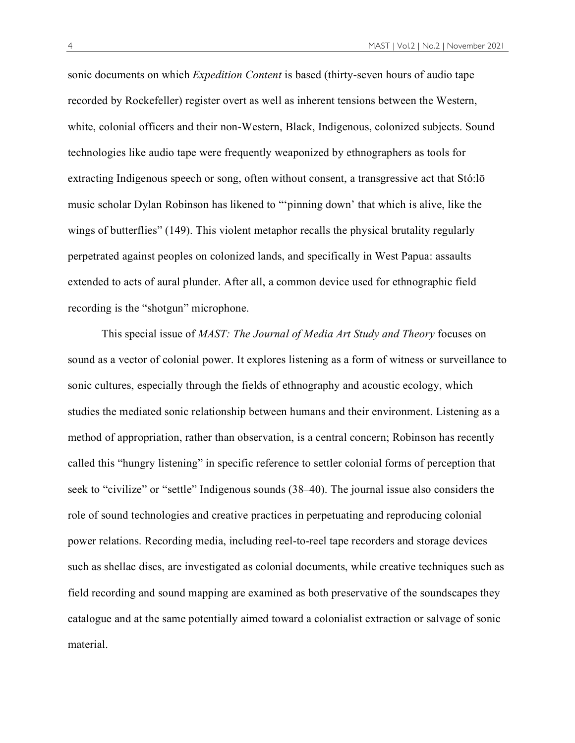sonic documents on which *Expedition Content* is based (thirty-seven hours of audio tape recorded by Rockefeller) register overt as well as inherent tensions between the Western, white, colonial officers and their non-Western, Black, Indigenous, colonized subjects. Sound technologies like audio tape were frequently weaponized by ethnographers as tools for extracting Indigenous speech or song, often without consent, a transgressive act that Stó:lō music scholar Dylan Robinson has likened to "'pinning down' that which is alive, like the wings of butterflies" (149). This violent metaphor recalls the physical brutality regularly perpetrated against peoples on colonized lands, and specifically in West Papua: assaults extended to acts of aural plunder. After all, a common device used for ethnographic field recording is the "shotgun" microphone.

This special issue of *MAST: The Journal of Media Art Study and Theory* focuses on sound as a vector of colonial power. It explores listening as a form of witness or surveillance to sonic cultures, especially through the fields of ethnography and acoustic ecology, which studies the mediated sonic relationship between humans and their environment. Listening as a method of appropriation, rather than observation, is a central concern; Robinson has recently called this "hungry listening" in specific reference to settler colonial forms of perception that seek to "civilize" or "settle" Indigenous sounds (38–40). The journal issue also considers the role of sound technologies and creative practices in perpetuating and reproducing colonial power relations. Recording media, including reel-to-reel tape recorders and storage devices such as shellac discs, are investigated as colonial documents, while creative techniques such as field recording and sound mapping are examined as both preservative of the soundscapes they catalogue and at the same potentially aimed toward a colonialist extraction or salvage of sonic material.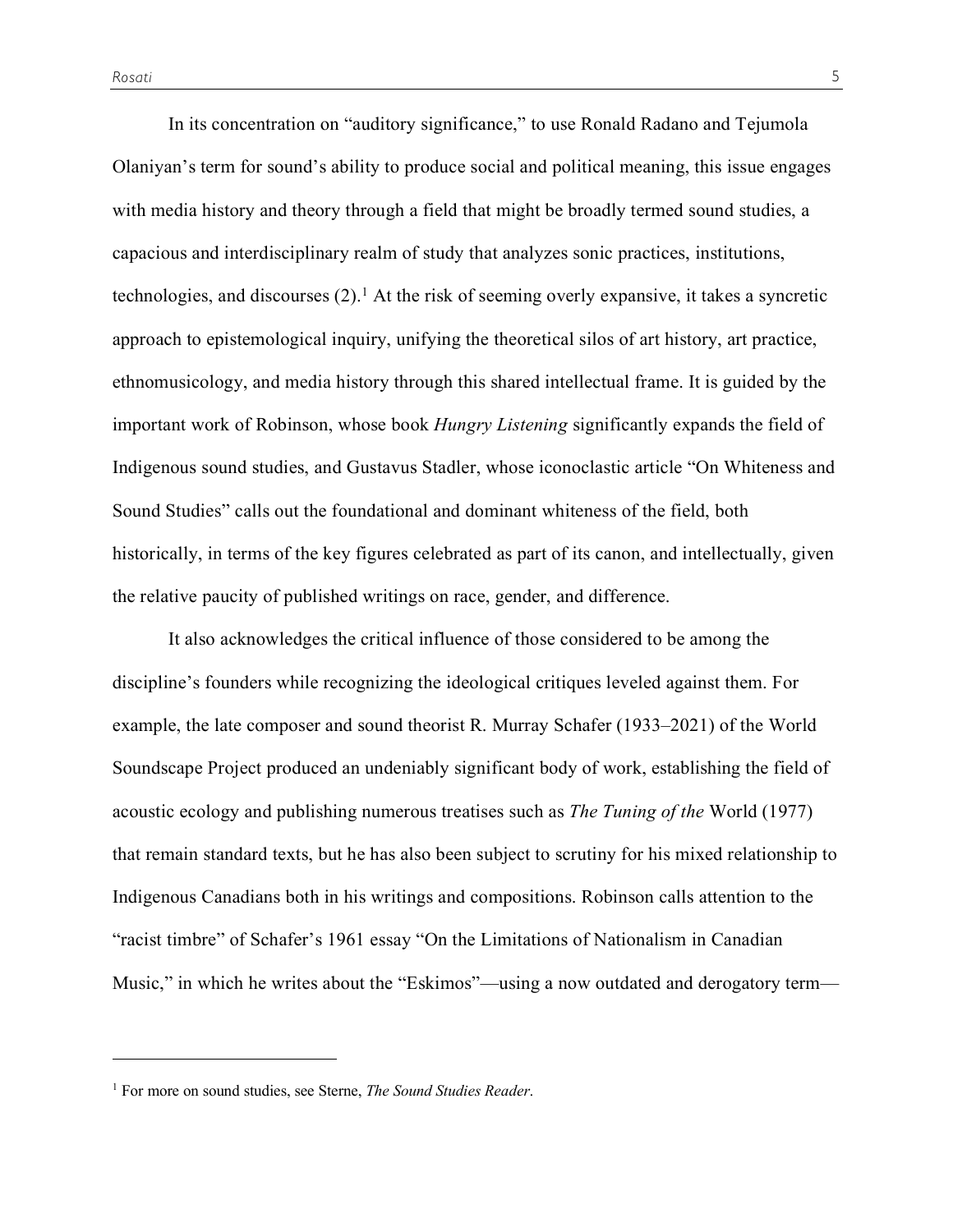In its concentration on "auditory significance," to use Ronald Radano and Tejumola Olaniyan's term for sound's ability to produce social and political meaning, this issue engages with media history and theory through a field that might be broadly termed sound studies, a capacious and interdisciplinary realm of study that analyzes sonic practices, institutions, technologies, and discourses (2).[1] At the risk of seeming overly expansive, it takes a syncretic approach to epistemological inquiry, unifying the theoretical silos of art history, art practice, ethnomusicology, and media history through this shared intellectual frame. It is guided by the important work of Robinson, whose book *Hungry Listening* significantly expands the field of Indigenous sound studies, and Gustavus Stadler, whose iconoclastic article "On Whiteness and Sound Studies" calls out the foundational and dominant whiteness of the field, both historically, in terms of the key figures celebrated as part of its canon, and intellectually, given the relative paucity of published writings on race, gender, and difference.

It also acknowledges the critical influence of those considered to be among the discipline's founders while recognizing the ideological critiques leveled against them. For example, the late composer and sound theorist R. Murray Schafer (1933–2021) of the World Soundscape Project produced an undeniably significant body of work, establishing the field of acoustic ecology and publishing numerous treatises such as *The Tuning of the* World (1977) that remain standard texts, but he has also been subject to scrutiny for his mixed relationship to Indigenous Canadians both in his writings and compositions. Robinson calls attention to the "racist timbre" of Schafer's 1961 essay "On the Limitations of Nationalism in Canadian Music," in which he writes about the "Eskimos"—using a now outdated and derogatory term—

---

[1] For more on sound studies, see Sterne, *The Sound Studies Reader*.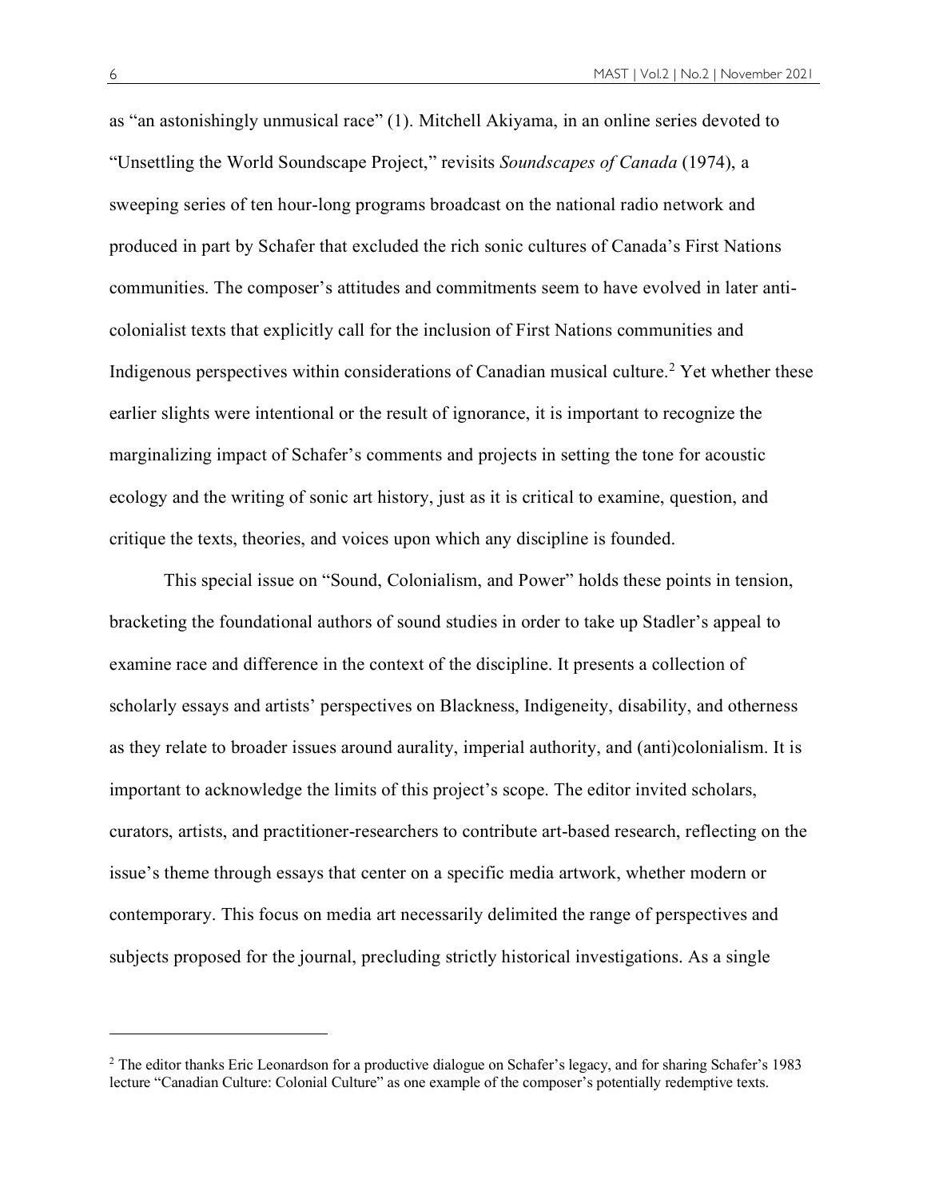as "an astonishingly unmusical race" (1). Mitchell Akiyama, in an online series devoted to "Unsettling the World Soundscape Project," revisits *Soundscapes of Canada* (1974), a sweeping series of ten hour-long programs broadcast on the national radio network and produced in part by Schafer that excluded the rich sonic cultures of Canada's First Nations communities. The composer's attitudes and commitments seem to have evolved in later anti-colonialist texts that explicitly call for the inclusion of First Nations communities and Indigenous perspectives within considerations of Canadian musical culture.[2] Yet whether these earlier slights were intentional or the result of ignorance, it is important to recognize the marginalizing impact of Schafer's comments and projects in setting the tone for acoustic ecology and the writing of sonic art history, just as it is critical to examine, question, and critique the texts, theories, and voices upon which any discipline is founded.

This special issue on "Sound, Colonialism, and Power" holds these points in tension, bracketing the foundational authors of sound studies in order to take up Stadler's appeal to examine race and difference in the context of the discipline. It presents a collection of scholarly essays and artists' perspectives on Blackness, Indigeneity, disability, and otherness as they relate to broader issues around aurality, imperial authority, and (anti)colonialism. It is important to acknowledge the limits of this project's scope. The editor invited scholars, curators, artists, and practitioner-researchers to contribute art-based research, reflecting on the issue's theme through essays that center on a specific media artwork, whether modern or contemporary. This focus on media art necessarily delimited the range of perspectives and subjects proposed for the journal, precluding strictly historical investigations. As a single

---

[2] The editor thanks Eric Leonardson for a productive dialogue on Schafer's legacy, and for sharing Schafer's 1983 lecture "Canadian Culture: Colonial Culture" as one example of the composer's potentially redemptive texts.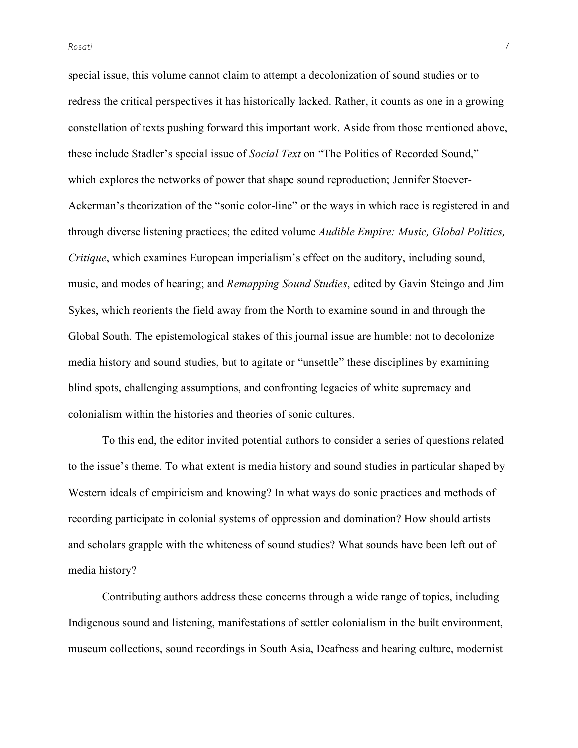special issue, this volume cannot claim to attempt a decolonization of sound studies or to redress the critical perspectives it has historically lacked. Rather, it counts as one in a growing constellation of texts pushing forward this important work. Aside from those mentioned above, these include Stadler's special issue of *Social Text* on "The Politics of Recorded Sound," which explores the networks of power that shape sound reproduction; Jennifer Stoever-Ackerman's theorization of the "sonic color-line" or the ways in which race is registered in and through diverse listening practices; the edited volume *Audible Empire: Music, Global Politics, Critique*, which examines European imperialism's effect on the auditory, including sound, music, and modes of hearing; and *Remapping Sound Studies*, edited by Gavin Steingo and Jim Sykes, which reorients the field away from the North to examine sound in and through the Global South. The epistemological stakes of this journal issue are humble: not to decolonize media history and sound studies, but to agitate or "unsettle" these disciplines by examining blind spots, challenging assumptions, and confronting legacies of white supremacy and colonialism within the histories and theories of sonic cultures.

To this end, the editor invited potential authors to consider a series of questions related to the issue's theme. To what extent is media history and sound studies in particular shaped by Western ideals of empiricism and knowing? In what ways do sonic practices and methods of recording participate in colonial systems of oppression and domination? How should artists and scholars grapple with the whiteness of sound studies? What sounds have been left out of media history?

Contributing authors address these concerns through a wide range of topics, including Indigenous sound and listening, manifestations of settler colonialism in the built environment, museum collections, sound recordings in South Asia, Deafness and hearing culture, modernist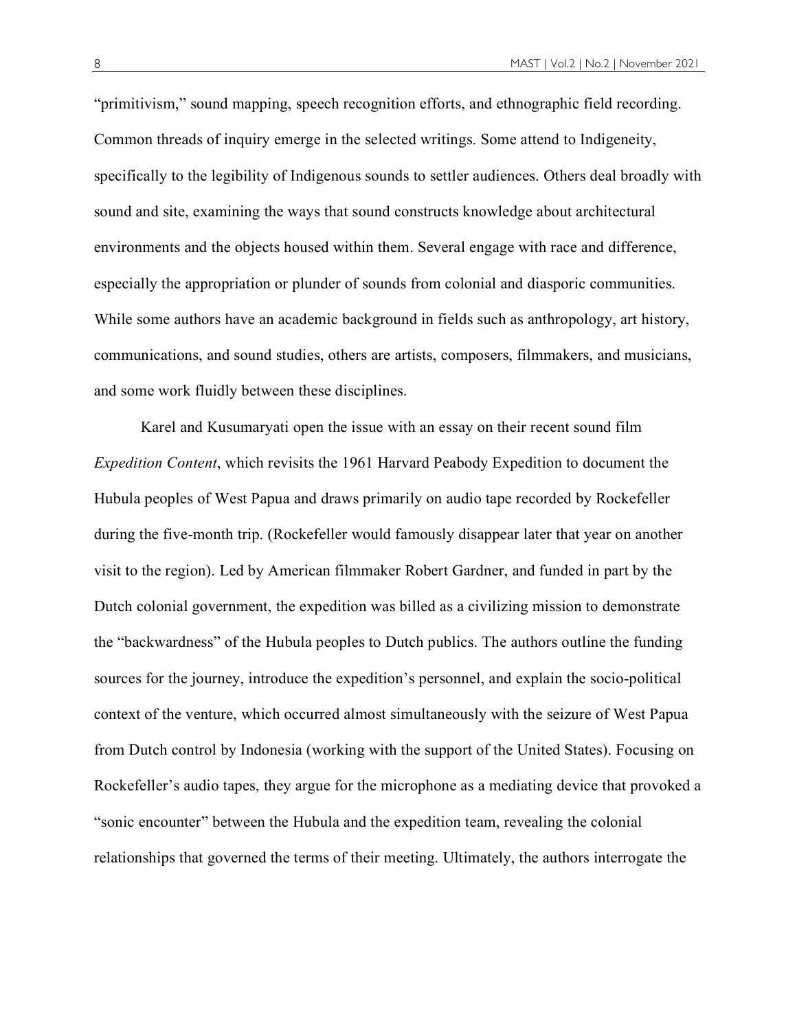"primitivism," sound mapping, speech recognition efforts, and ethnographic field recording. Common threads of inquiry emerge in the selected writings. Some attend to Indigeneity, specifically to the legibility of Indigenous sounds to settler audiences. Others deal broadly with sound and site, examining the ways that sound constructs knowledge about architectural environments and the objects housed within them. Several engage with race and difference, especially the appropriation or plunder of sounds from colonial and diasporic communities. While some authors have an academic background in fields such as anthropology, art history, communications, and sound studies, others are artists, composers, filmmakers, and musicians, and some work fluidly between these disciplines.

Karel and Kusumaryati open the issue with an essay on their recent sound film *Expedition Content*, which revisits the 1961 Harvard Peabody Expedition to document the Hubula peoples of West Papua and draws primarily on audio tape recorded by Rockefeller during the five-month trip. (Rockefeller would famously disappear later that year on another visit to the region). Led by American filmmaker Robert Gardner, and funded in part by the Dutch colonial government, the expedition was billed as a civilizing mission to demonstrate the "backwardness" of the Hubula peoples to Dutch publics. The authors outline the funding sources for the journey, introduce the expedition's personnel, and explain the socio-political context of the venture, which occurred almost simultaneously with the seizure of West Papua from Dutch control by Indonesia (working with the support of the United States). Focusing on Rockefeller's audio tapes, they argue for the microphone as a mediating device that provoked a "sonic encounter" between the Hubula and the expedition team, revealing the colonial relationships that governed the terms of their meeting. Ultimately, the authors interrogate the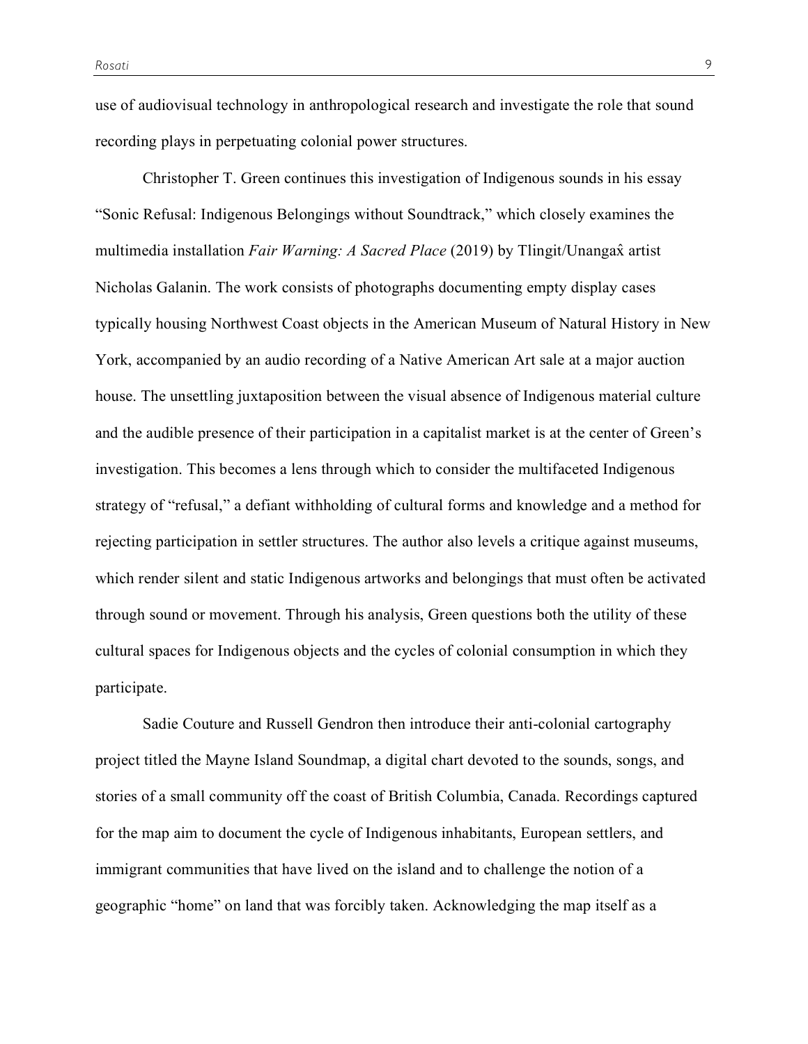use of audiovisual technology in anthropological research and investigate the role that sound recording plays in perpetuating colonial power structures.

Christopher T. Green continues this investigation of Indigenous sounds in his essay "Sonic Refusal: Indigenous Belongings without Soundtrack," which closely examines the multimedia installation *Fair Warning: A Sacred Place* (2019) by Tlingit/Unangax̂ artist Nicholas Galanin. The work consists of photographs documenting empty display cases typically housing Northwest Coast objects in the American Museum of Natural History in New York, accompanied by an audio recording of a Native American Art sale at a major auction house. The unsettling juxtaposition between the visual absence of Indigenous material culture and the audible presence of their participation in a capitalist market is at the center of Green's investigation. This becomes a lens through which to consider the multifaceted Indigenous strategy of "refusal," a defiant withholding of cultural forms and knowledge and a method for rejecting participation in settler structures. The author also levels a critique against museums, which render silent and static Indigenous artworks and belongings that must often be activated through sound or movement. Through his analysis, Green questions both the utility of these cultural spaces for Indigenous objects and the cycles of colonial consumption in which they participate.

Sadie Couture and Russell Gendron then introduce their anti-colonial cartography project titled the Mayne Island Soundmap, a digital chart devoted to the sounds, songs, and stories of a small community off the coast of British Columbia, Canada. Recordings captured for the map aim to document the cycle of Indigenous inhabitants, European settlers, and immigrant communities that have lived on the island and to challenge the notion of a geographic "home" on land that was forcibly taken. Acknowledging the map itself as a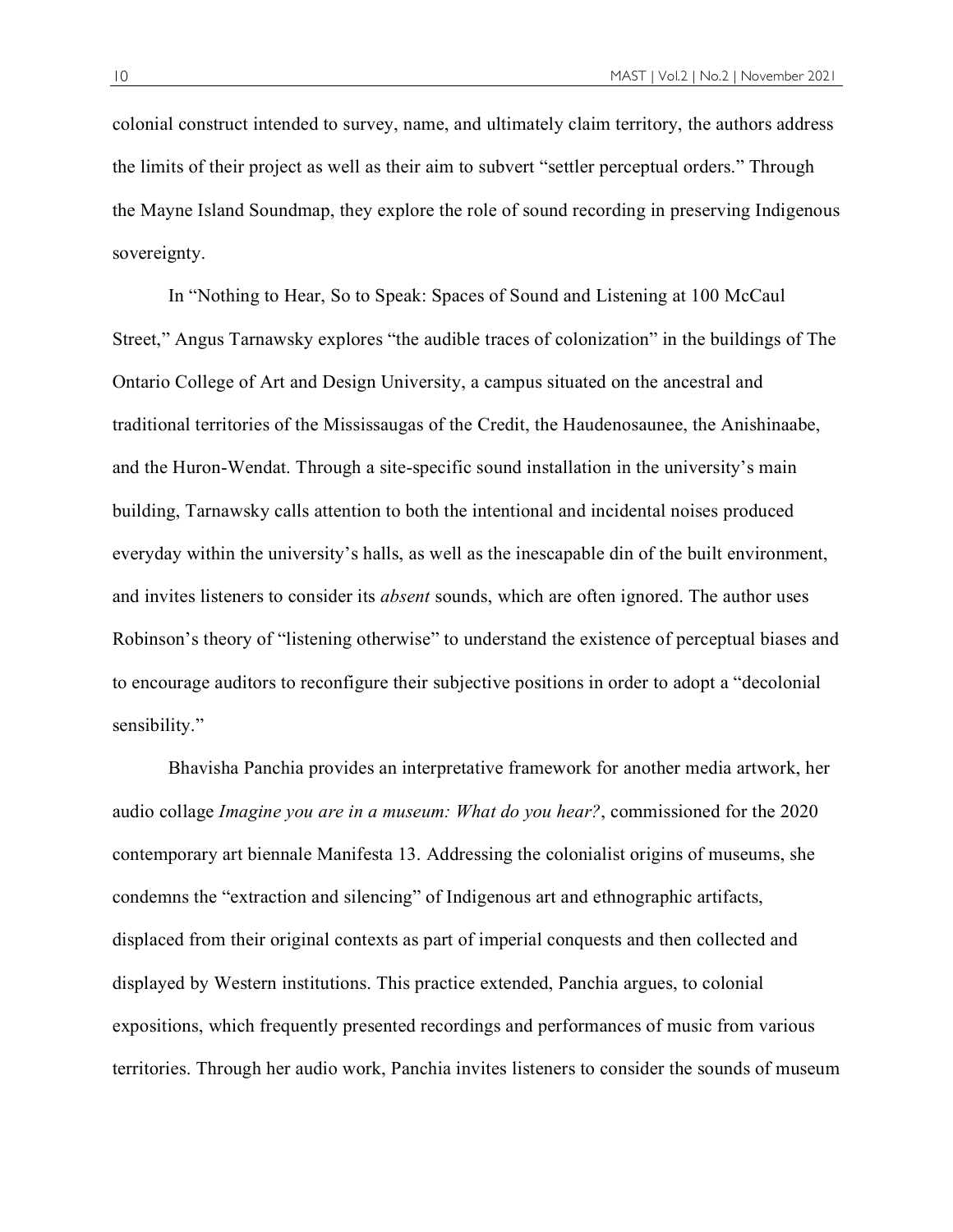colonial construct intended to survey, name, and ultimately claim territory, the authors address the limits of their project as well as their aim to subvert "settler perceptual orders." Through the Mayne Island Soundmap, they explore the role of sound recording in preserving Indigenous sovereignty.

In "Nothing to Hear, So to Speak: Spaces of Sound and Listening at 100 McCaul Street," Angus Tarnawsky explores "the audible traces of colonization" in the buildings of The Ontario College of Art and Design University, a campus situated on the ancestral and traditional territories of the Mississaugas of the Credit, the Haudenosaunee, the Anishinaabe, and the Huron-Wendat. Through a site-specific sound installation in the university's main building, Tarnawsky calls attention to both the intentional and incidental noises produced everyday within the university's halls, as well as the inescapable din of the built environment, and invites listeners to consider its *absent* sounds, which are often ignored. The author uses Robinson's theory of "listening otherwise" to understand the existence of perceptual biases and to encourage auditors to reconfigure their subjective positions in order to adopt a "decolonial sensibility."

Bhavisha Panchia provides an interpretative framework for another media artwork, her audio collage *Imagine you are in a museum: What do you hear?*, commissioned for the 2020 contemporary art biennale Manifesta 13. Addressing the colonialist origins of museums, she condemns the "extraction and silencing" of Indigenous art and ethnographic artifacts, displaced from their original contexts as part of imperial conquests and then collected and displayed by Western institutions. This practice extended, Panchia argues, to colonial expositions, which frequently presented recordings and performances of music from various territories. Through her audio work, Panchia invites listeners to consider the sounds of museum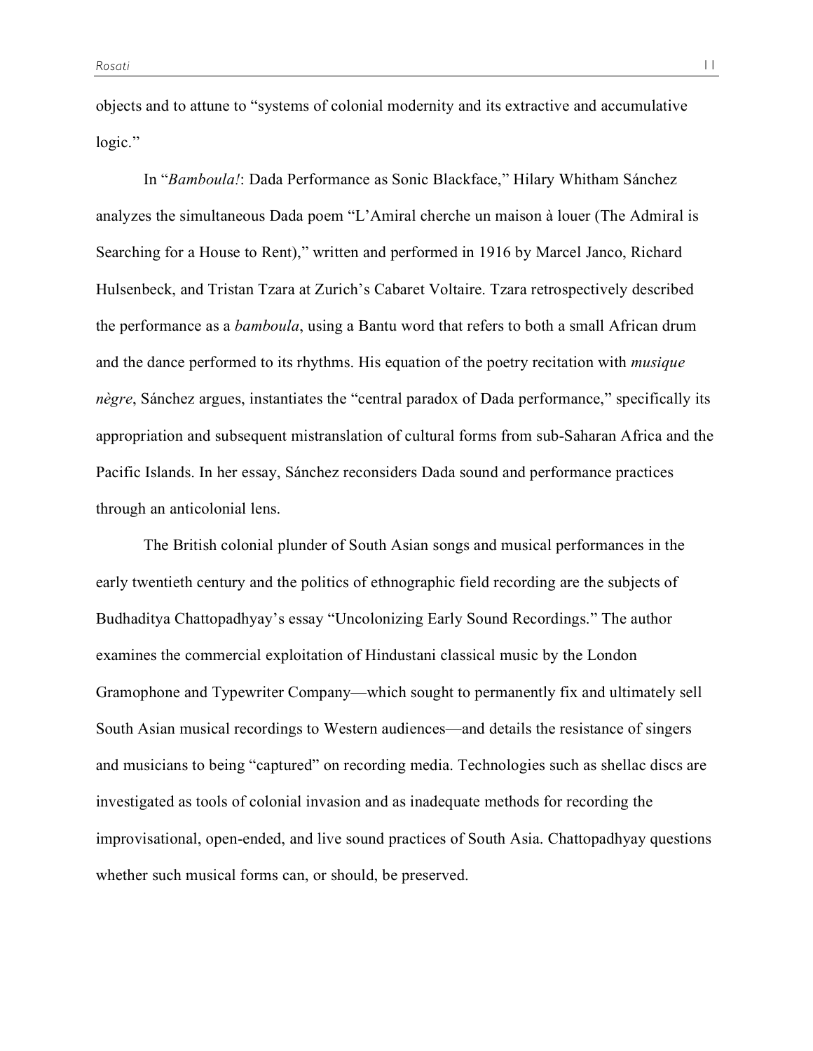objects and to attune to "systems of colonial modernity and its extractive and accumulative logic."

In "*Bamboula!*: Dada Performance as Sonic Blackface," Hilary Whitham Sánchez analyzes the simultaneous Dada poem "L'Amiral cherche un maison à louer (The Admiral is Searching for a House to Rent)," written and performed in 1916 by Marcel Janco, Richard Hulsenbeck, and Tristan Tzara at Zurich's Cabaret Voltaire. Tzara retrospectively described the performance as a *bamboula*, using a Bantu word that refers to both a small African drum and the dance performed to its rhythms. His equation of the poetry recitation with *musique nègre*, Sánchez argues, instantiates the "central paradox of Dada performance," specifically its appropriation and subsequent mistranslation of cultural forms from sub-Saharan Africa and the Pacific Islands. In her essay, Sánchez reconsiders Dada sound and performance practices through an anticolonial lens.

The British colonial plunder of South Asian songs and musical performances in the early twentieth century and the politics of ethnographic field recording are the subjects of Budhaditya Chattopadhyay's essay "Uncolonizing Early Sound Recordings." The author examines the commercial exploitation of Hindustani classical music by the London Gramophone and Typewriter Company—which sought to permanently fix and ultimately sell South Asian musical recordings to Western audiences—and details the resistance of singers and musicians to being "captured" on recording media. Technologies such as shellac discs are investigated as tools of colonial invasion and as inadequate methods for recording the improvisational, open-ended, and live sound practices of South Asia. Chattopadhyay questions whether such musical forms can, or should, be preserved.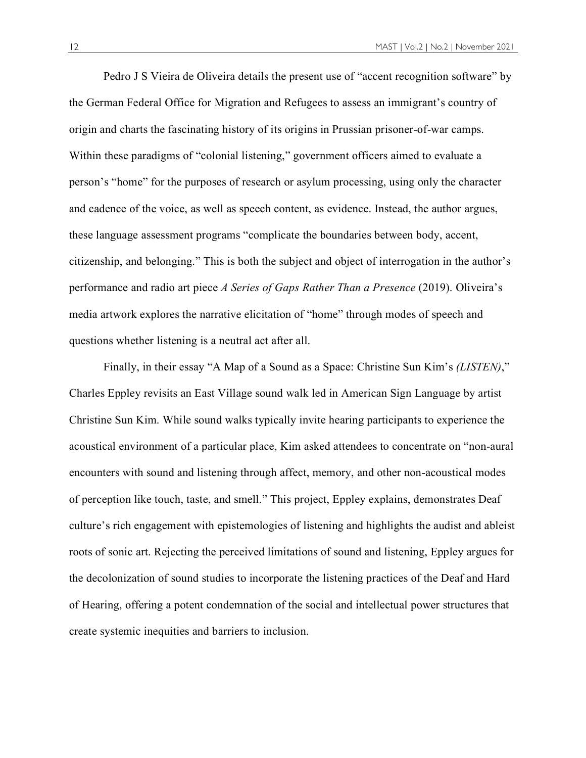Pedro J S Vieira de Oliveira details the present use of "accent recognition software" by the German Federal Office for Migration and Refugees to assess an immigrant's country of origin and charts the fascinating history of its origins in Prussian prisoner-of-war camps. Within these paradigms of "colonial listening," government officers aimed to evaluate a person's "home" for the purposes of research or asylum processing, using only the character and cadence of the voice, as well as speech content, as evidence. Instead, the author argues, these language assessment programs "complicate the boundaries between body, accent, citizenship, and belonging." This is both the subject and object of interrogation in the author's performance and radio art piece *A Series of Gaps Rather Than a Presence* (2019). Oliveira's media artwork explores the narrative elicitation of "home" through modes of speech and questions whether listening is a neutral act after all.

Finally, in their essay "A Map of a Sound as a Space: Christine Sun Kim's *(LISTEN)*," Charles Eppley revisits an East Village sound walk led in American Sign Language by artist Christine Sun Kim. While sound walks typically invite hearing participants to experience the acoustical environment of a particular place, Kim asked attendees to concentrate on "non-aural encounters with sound and listening through affect, memory, and other non-acoustical modes of perception like touch, taste, and smell." This project, Eppley explains, demonstrates Deaf culture's rich engagement with epistemologies of listening and highlights the audist and ableist roots of sonic art. Rejecting the perceived limitations of sound and listening, Eppley argues for the decolonization of sound studies to incorporate the listening practices of the Deaf and Hard of Hearing, offering a potent condemnation of the social and intellectual power structures that create systemic inequities and barriers to inclusion.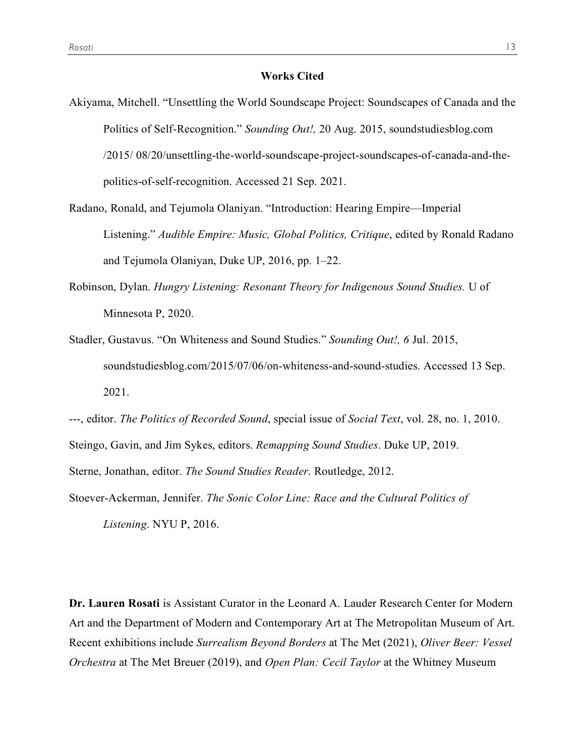**Works Cited**

Akiyama, Mitchell. "Unsettling the World Soundscape Project: Soundscapes of Canada and the Politics of Self-Recognition." *Sounding Out!,* 20 Aug. 2015, soundstudiesblog.com /2015/ 08/20/unsettling-the-world-soundscape-project-soundscapes-of-canada-and-the-politics-of-self-recognition. Accessed 21 Sep. 2021.

Radano, Ronald, and Tejumola Olaniyan. "Introduction: Hearing Empire—Imperial Listening." *Audible Empire: Music, Global Politics, Critique*, edited by Ronald Radano and Tejumola Olaniyan, Duke UP, 2016, pp. 1–22.

Robinson, Dylan. *Hungry Listening: Resonant Theory for Indigenous Sound Studies.* U of Minnesota P, 2020.

Stadler, Gustavus. "On Whiteness and Sound Studies." *Sounding Out!, 6* Jul. 2015, soundstudiesblog.com/2015/07/06/on-whiteness-and-sound-studies. Accessed 13 Sep. 2021.

---, editor. *The Politics of Recorded Sound*, special issue of *Social Text*, vol. 28, no. 1, 2010.

Steingo, Gavin, and Jim Sykes, editors. *Remapping Sound Studies*. Duke UP, 2019.

Sterne, Jonathan, editor. *The Sound Studies Reader*. Routledge, 2012.

Stoever-Ackerman, Jennifer. *The Sonic Color Line: Race and the Cultural Politics of Listening*. NYU P, 2016.

**Dr. Lauren Rosati** is Assistant Curator in the Leonard A. Lauder Research Center for Modern Art and the Department of Modern and Contemporary Art at The Metropolitan Museum of Art. Recent exhibitions include *Surrealism Beyond Borders* at The Met (2021), *Oliver Beer: Vessel Orchestra* at The Met Breuer (2019), and *Open Plan: Cecil Taylor* at the Whitney Museum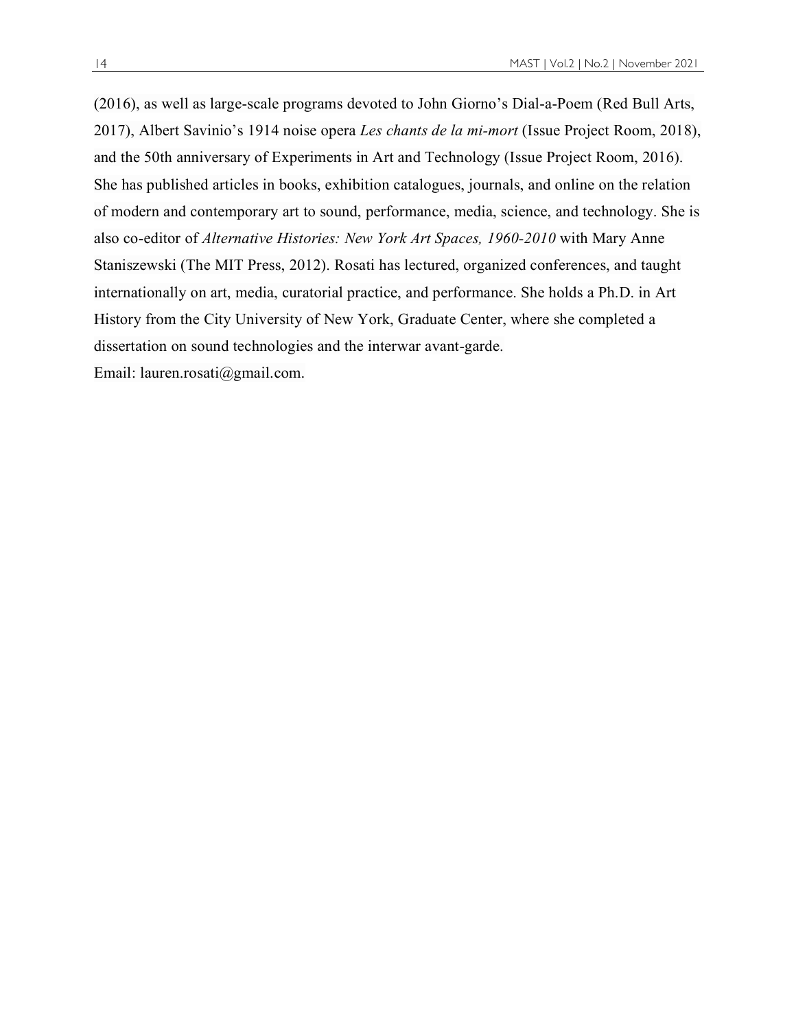(2016), as well as large-scale programs devoted to John Giorno's Dial-a-Poem (Red Bull Arts, 2017), Albert Savinio's 1914 noise opera *Les chants de la mi-mort* (Issue Project Room, 2018), and the 50th anniversary of Experiments in Art and Technology (Issue Project Room, 2016). She has published articles in books, exhibition catalogues, journals, and online on the relation of modern and contemporary art to sound, performance, media, science, and technology. She is also co-editor of *Alternative Histories: New York Art Spaces, 1960-2010* with Mary Anne Staniszewski (The MIT Press, 2012). Rosati has lectured, organized conferences, and taught internationally on art, media, curatorial practice, and performance. She holds a Ph.D. in Art History from the City University of New York, Graduate Center, where she completed a dissertation on sound technologies and the interwar avant-garde.

Email: lauren.rosati@gmail.com.